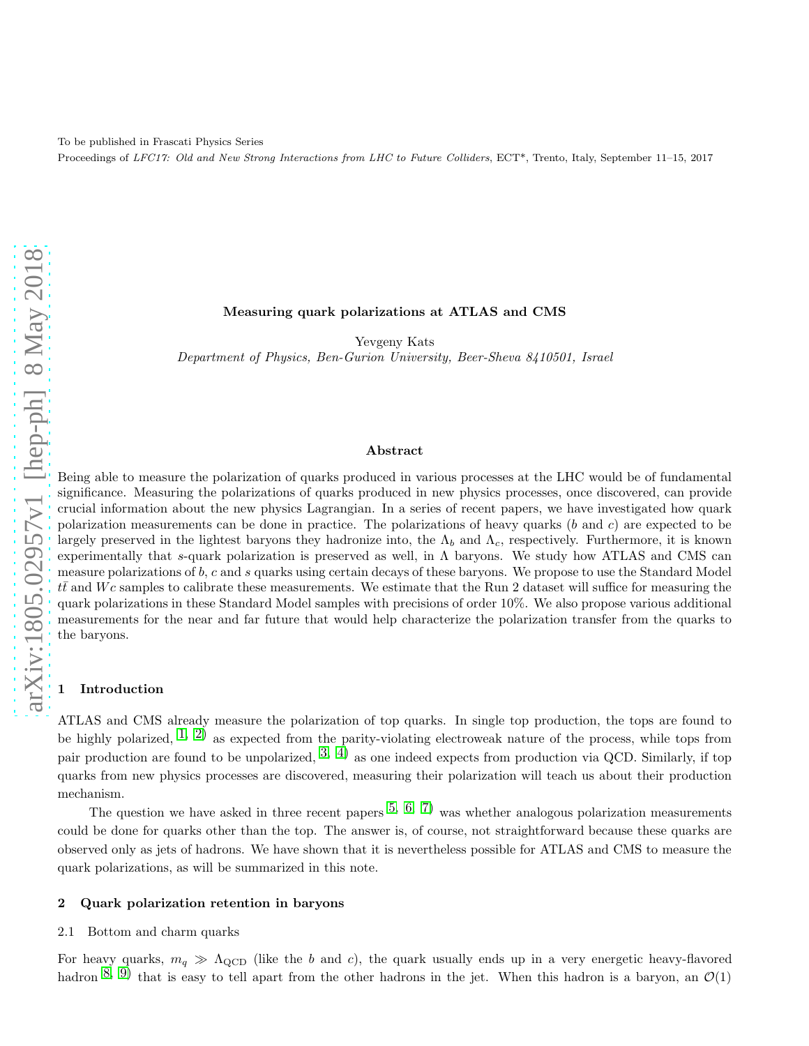To be published in Frascati Physics Series

Proceedings of *LFC17: Old and New Strong Interactions from LHC to Future Colliders*, ECT\*, Trento, Italy, September 11–15, 2017

# Measuring quark polarizations at ATLAS and CMS

Yevgeny Kats

*Department of Physics, Ben-Gurion University, Beer-Sheva 8410501, Israel*

## Abstract

Being able to measure the polarization of quarks produced in various processes at the LHC would be of fundamental significance. Measuring the polarizations of quarks produced in new physics processes, once discovered, can provide crucial information about the new physics Lagrangian. In a series of recent papers, we have investigated how quark polarization measurements can be done in practice. The polarizations of heavy quarks ($b$ and $c$) are expected to be largely preserved in the lightest baryons they hadronize into, the $\Lambda_b$ and $\Lambda_c$, respectively. Furthermore, it is known experimentally that $s$-quark polarization is preserved as well, in $\Lambda$ baryons. We study how ATLAS and CMS can measure polarizations of $b$, $c$ and $s$ quarks using certain decays of these baryons. We propose to use the Standard Model $t\bar{t}$ and $Wc$ samples to calibrate these measurements. We estimate that the Run 2 dataset will suffice for measuring the quark polarizations in these Standard Model samples with precisions of order 10%. We also propose various additional measurements for the near and far future that would help characterize the polarization transfer from the quarks to the baryons.

## 1 Introduction

ATLAS and CMS already measure the polarization of top quarks. In single top production, the tops are found to be highly polarized, [1, 2] as expected from the parity-violating electroweak nature of the process, while tops from pair production are found to be unpolarized, [3, 4] as one indeed expects from production via QCD. Similarly, if top quarks from new physics processes are discovered, measuring their polarization will teach us about their production mechanism.

The question we have asked in three recent papers [5, 6, 7] was whether analogous polarization measurements could be done for quarks other than the top. The answer is, of course, not straightforward because these quarks are observed only as jets of hadrons. We have shown that it is nevertheless possible for ATLAS and CMS to measure the quark polarizations, as will be summarized in this note.

## 2 Quark polarization retention in baryons

### 2.1 Bottom and charm quarks

For heavy quarks, $m_q \gg \Lambda_{\rm QCD}$ (like the $b$ and $c$), the quark usually ends up in a very energetic heavy-flavored hadron [8, 9] that is easy to tell apart from the other hadrons in the jet. When this hadron is a baryon, an $\mathcal{O}(1)$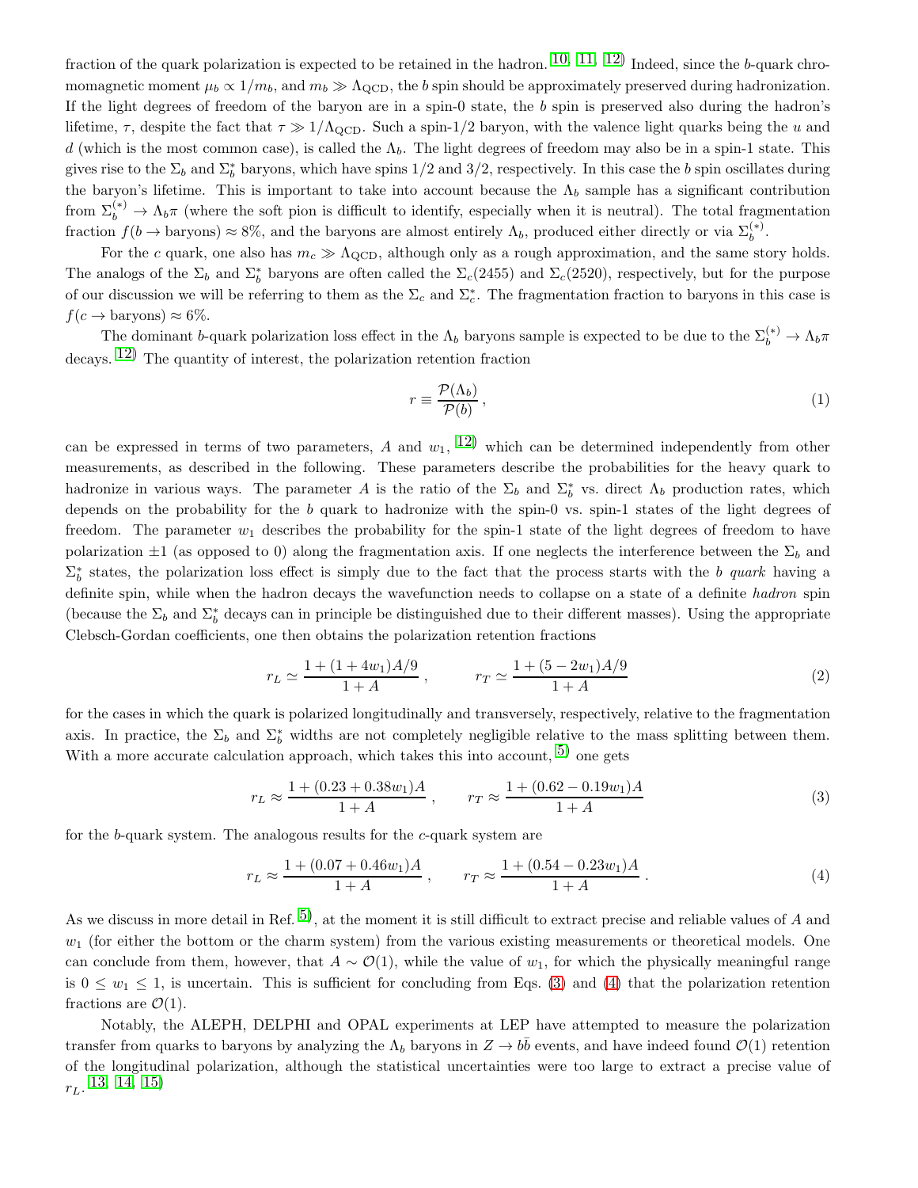fraction of the quark polarization is expected to be retained in the hadron.[10, 11, 12] Indeed, since the $b$-quark chromomagnetic moment $\mu_b \propto 1/m_b$, and $m_b \gg \Lambda_{\rm QCD}$, the $b$ spin should be approximately preserved during hadronization. If the light degrees of freedom of the baryon are in a spin-0 state, the $b$ spin is preserved also during the hadron's lifetime, $\tau$, despite the fact that $\tau \gg 1/\Lambda_{\rm QCD}$. Such a spin-1/2 baryon, with the valence light quarks being the $u$ and $d$ (which is the most common case), is called the $\Lambda_b$. The light degrees of freedom may also be in a spin-1 state. This gives rise to the $\Sigma_b$ and $\Sigma_b^*$ baryons, which have spins 1/2 and 3/2, respectively. In this case the $b$ spin oscillates during the baryon's lifetime. This is important to take into account because the $\Lambda_b$ sample has a significant contribution from $\Sigma_b^{(*)} \to \Lambda_b \pi$ (where the soft pion is difficult to identify, especially when it is neutral). The total fragmentation fraction $f(b \to \text{baryons}) \approx 8\%$, and the baryons are almost entirely $\Lambda_b$, produced either directly or via $\Sigma_b^{(*)}$.

For the $c$ quark, one also has $m_c \gg \Lambda_{\rm QCD}$, although only as a rough approximation, and the same story holds. The analogs of the $\Sigma_b$ and $\Sigma_b^*$ baryons are often called the $\Sigma_c(2455)$ and $\Sigma_c(2520)$, respectively, but for the purpose of our discussion we will be referring to them as the $\Sigma_c$ and $\Sigma_c^*$. The fragmentation fraction to baryons in this case is $f(c \to \text{baryons}) \approx 6\%$.

The dominant $b$-quark polarization loss effect in the $\Lambda_b$ baryons sample is expected to be due to the $\Sigma_b^{(*)} \to \Lambda_b \pi$ decays.[12] The quantity of interest, the polarization retention fraction

$$r \equiv \frac{\mathcal{P}(\Lambda_b)}{\mathcal{P}(b)}\,, \tag{1}$$

can be expressed in terms of two parameters, $A$ and $w_1$, [12] which can be determined independently from other measurements, as described in the following. These parameters describe the probabilities for the heavy quark to hadronize in various ways. The parameter $A$ is the ratio of the $\Sigma_b$ and $\Sigma_b^*$ vs. direct $\Lambda_b$ production rates, which depends on the probability for the $b$ quark to hadronize with the spin-0 vs. spin-1 states of the light degrees of freedom. The parameter $w_1$ describes the probability for the spin-1 state of the light degrees of freedom to have polarization $\pm 1$ (as opposed to 0) along the fragmentation axis. If one neglects the interference between the $\Sigma_b$ and $\Sigma_b^*$ states, the polarization loss effect is simply due to the fact that the process starts with the $b$ *quark* having a definite spin, while when the hadron decays the wavefunction needs to collapse on a state of a definite *hadron* spin (because the $\Sigma_b$ and $\Sigma_b^*$ decays can in principle be distinguished due to their different masses). Using the appropriate Clebsch-Gordan coefficients, one then obtains the polarization retention fractions

$$r_L \simeq \frac{1 + (1 + 4w_1)A/9}{1 + A}\,, \qquad r_T \simeq \frac{1 + (5 - 2w_1)A/9}{1 + A} \tag{2}$$

for the cases in which the quark is polarized longitudinally and transversely, respectively, relative to the fragmentation axis. In practice, the $\Sigma_b$ and $\Sigma_b^*$ widths are not completely negligible relative to the mass splitting between them. With a more accurate calculation approach, which takes this into account, [5] one gets

$$r_L \approx \frac{1 + (0.23 + 0.38w_1)A}{1 + A}\,, \qquad r_T \approx \frac{1 + (0.62 - 0.19w_1)A}{1 + A} \tag{3}$$

for the $b$-quark system. The analogous results for the $c$-quark system are

$$r_L \approx \frac{1 + (0.07 + 0.46w_1)A}{1 + A}\,, \qquad r_T \approx \frac{1 + (0.54 - 0.23w_1)A}{1 + A}\,. \tag{4}$$

As we discuss in more detail in Ref. [5], at the moment it is still difficult to extract precise and reliable values of $A$ and $w_1$ (for either the bottom or the charm system) from the various existing measurements or theoretical models. One can conclude from them, however, that $A \sim \mathcal{O}(1)$, while the value of $w_1$, for which the physically meaningful range is $0 \le w_1 \le 1$, is uncertain. This is sufficient for concluding from Eqs. (3) and (4) that the polarization retention fractions are $\mathcal{O}(1)$.

Notably, the ALEPH, DELPHI and OPAL experiments at LEP have attempted to measure the polarization transfer from quarks to baryons by analyzing the $\Lambda_b$ baryons in $Z \to b\bar{b}$ events, and have indeed found $\mathcal{O}(1)$ retention of the longitudinal polarization, although the statistical uncertainties were too large to extract a precise value of $r_L$.[13, 14, 15]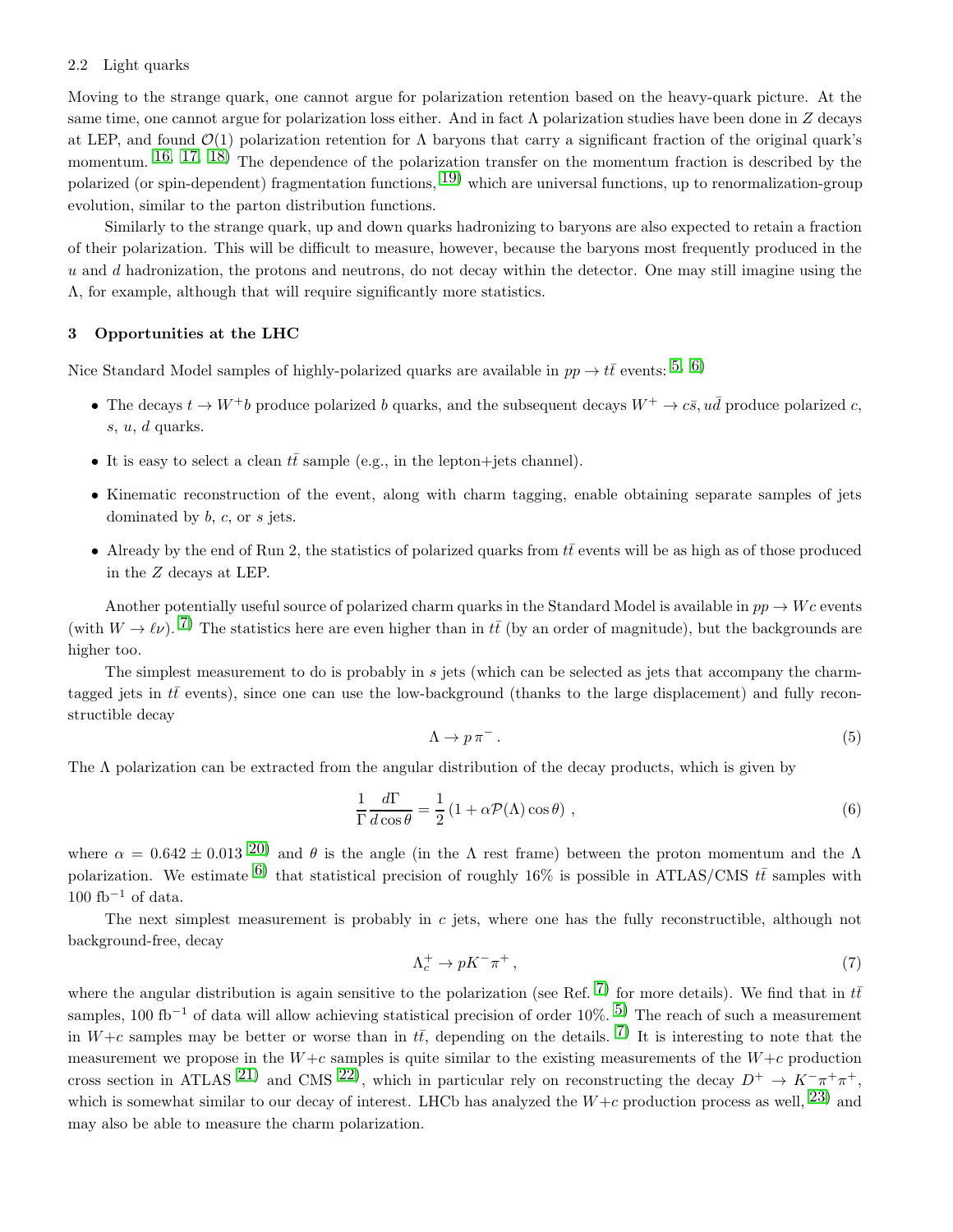### 2.2 Light quarks

Moving to the strange quark, one cannot argue for polarization retention based on the heavy-quark picture. At the same time, one cannot argue for polarization loss either. And in fact $\Lambda$ polarization studies have been done in $Z$ decays at LEP, and found $\mathcal{O}(1)$ polarization retention for $\Lambda$ baryons that carry a significant fraction of the original quark's momentum. [16, 17, 18] The dependence of the polarization transfer on the momentum fraction is described by the polarized (or spin-dependent) fragmentation functions, [19] which are universal functions, up to renormalization-group evolution, similar to the parton distribution functions.

Similarly to the strange quark, up and down quarks hadronizing to baryons are also expected to retain a fraction of their polarization. This will be difficult to measure, however, because the baryons most frequently produced in the $u$ and $d$ hadronization, the protons and neutrons, do not decay within the detector. One may still imagine using the $\Lambda$, for example, although that will require significantly more statistics.

## 3 Opportunities at the LHC

Nice Standard Model samples of highly-polarized quarks are available in $pp \to t\bar{t}$ events: [5, 6]

- The decays $t \to W^+ b$ produce polarized $b$ quarks, and the subsequent decays $W^+ \to c\bar{s}, u\bar{d}$ produce polarized $c$, $s$, $u$, $d$ quarks.
- It is easy to select a clean $t\bar{t}$ sample (e.g., in the lepton+jets channel).
- Kinematic reconstruction of the event, along with charm tagging, enable obtaining separate samples of jets dominated by $b$, $c$, or $s$ jets.
- Already by the end of Run 2, the statistics of polarized quarks from $t\bar{t}$ events will be as high as of those produced in the $Z$ decays at LEP.

Another potentially useful source of polarized charm quarks in the Standard Model is available in $pp \to Wc$ events (with $W \to \ell\nu$). [7] The statistics here are even higher than in $t\bar{t}$ (by an order of magnitude), but the backgrounds are higher too.

The simplest measurement to do is probably in $s$ jets (which can be selected as jets that accompany the charm-tagged jets in $t\bar{t}$ events), since one can use the low-background (thanks to the large displacement) and fully reconstructible decay

$$\Lambda \to p\,\pi^- \,. \tag{5}$$

The $\Lambda$ polarization can be extracted from the angular distribution of the decay products, which is given by

$$\frac{1}{\Gamma}\frac{d\Gamma}{d\cos\theta} = \frac{1}{2}\left(1 + \alpha\mathcal{P}(\Lambda)\cos\theta\right) \,, \tag{6}$$

where $\alpha = 0.642 \pm 0.013$ [20] and $\theta$ is the angle (in the $\Lambda$ rest frame) between the proton momentum and the $\Lambda$ polarization. We estimate [6] that statistical precision of roughly 16% is possible in ATLAS/CMS $t\bar{t}$ samples with 100 fb$^{-1}$ of data.

The next simplest measurement is probably in $c$ jets, where one has the fully reconstructible, although not background-free, decay

$$\Lambda_c^+ \to pK^-\pi^+ \,, \tag{7}$$

where the angular distribution is again sensitive to the polarization (see Ref. [7] for more details). We find that in $t\bar{t}$ samples, 100 fb$^{-1}$ of data will allow achieving statistical precision of order 10%. [5] The reach of such a measurement in $W$+$c$ samples may be better or worse than in $t\bar{t}$, depending on the details. [7] It is interesting to note that the measurement we propose in the $W$+$c$ samples is quite similar to the existing measurements of the $W$+$c$ production cross section in ATLAS [21] and CMS [22], which in particular rely on reconstructing the decay $D^+ \to K^-\pi^+\pi^+$, which is somewhat similar to our decay of interest. LHCb has analyzed the $W$+$c$ production process as well, [23] and may also be able to measure the charm polarization.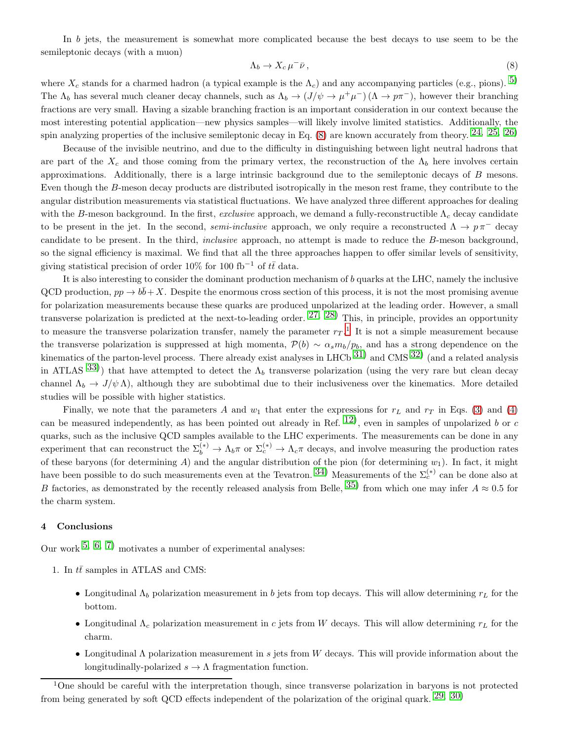In $b$ jets, the measurement is somewhat more complicated because the best decays to use seem to be the semileptonic decays (with a muon)

$$\Lambda_b \to X_c \, \mu^- \bar{\nu} \,, \tag{8}$$

where $X_c$ stands for a charmed hadron (a typical example is the $\Lambda_c$) and any accompanying particles (e.g., pions). [5] The $\Lambda_b$ has several much cleaner decay channels, such as $\Lambda_b \to (J/\psi \to \mu^+\mu^-)\,(\Lambda \to p\pi^-)$, however their branching fractions are very small. Having a sizable branching fraction is an important consideration in our context because the most interesting potential application—new physics samples—will likely involve limited statistics. Additionally, the spin analyzing properties of the inclusive semileptonic decay in Eq. (8) are known accurately from theory. [24, 25, 26]

Because of the invisible neutrino, and due to the difficulty in distinguishing between light neutral hadrons that are part of the $X_c$ and those coming from the primary vertex, the reconstruction of the $\Lambda_b$ here involves certain approximations. Additionally, there is a large intrinsic background due to the semileptonic decays of $B$ mesons. Even though the $B$-meson decay products are distributed isotropically in the meson rest frame, they contribute to the angular distribution measurements via statistical fluctuations. We have analyzed three different approaches for dealing with the $B$-meson background. In the first, *exclusive* approach, we demand a fully-reconstructible $\Lambda_c$ decay candidate to be present in the jet. In the second, *semi-inclusive* approach, we only require a reconstructed $\Lambda \to p\,\pi^-$ decay candidate to be present. In the third, *inclusive* approach, no attempt is made to reduce the $B$-meson background, so the signal efficiency is maximal. We find that all the three approaches happen to offer similar levels of sensitivity, giving statistical precision of order 10% for 100 fb$^{-1}$ of $t\bar{t}$ data.

It is also interesting to consider the dominant production mechanism of $b$ quarks at the LHC, namely the inclusive QCD production, $pp \to b\bar{b} + X$. Despite the enormous cross section of this process, it is not the most promising avenue for polarization measurements because these quarks are produced unpolarized at the leading order. However, a small transverse polarization is predicted at the next-to-leading order. [27, 28] This, in principle, provides an opportunity to measure the transverse polarization transfer, namely the parameter $r_T$.[1] It is not a simple measurement because the transverse polarization is suppressed at high momenta, $\mathcal{P}(b) \sim \alpha_s m_b/p_b$, and has a strong dependence on the kinematics of the parton-level process. There already exist analyses in LHCb [31] and CMS [32] (and a related analysis in ATLAS [33]) that have attempted to detect the $\Lambda_b$ transverse polarization (using the very rare but clean decay channel $\Lambda_b \to J/\psi\,\Lambda$), although they are subobtimal due to their inclusiveness over the kinematics. More detailed studies will be possible with higher statistics.

Finally, we note that the parameters $A$ and $w_1$ that enter the expressions for $r_L$ and $r_T$ in Eqs. (3) and (4) can be measured independently, as has been pointed out already in Ref. [12], even in samples of unpolarized $b$ or $c$ quarks, such as the inclusive QCD samples available to the LHC experiments. The measurements can be done in any experiment that can reconstruct the $\Sigma_b^{(*)} \to \Lambda_b\pi$ or $\Sigma_c^{(*)} \to \Lambda_c\pi$ decays, and involve measuring the production rates of these baryons (for determining $A$) and the angular distribution of the pion (for determining $w_1$). In fact, it might have been possible to do such measurements even at the Tevatron. [34] Measurements of the $\Sigma_c^{(*)}$ can be done also at $B$ factories, as demonstrated by the recently released analysis from Belle, [35] from which one may infer $A \approx 0.5$ for the charm system.

## 4 Conclusions

Our work [5, 6, 7] motivates a number of experimental analyses:

1. In $t\bar{t}$ samples in ATLAS and CMS:

   - Longitudinal $\Lambda_b$ polarization measurement in $b$ jets from top decays. This will allow determining $r_L$ for the bottom.
   - Longitudinal $\Lambda_c$ polarization measurement in $c$ jets from $W$ decays. This will allow determining $r_L$ for the charm.
   - Longitudinal $\Lambda$ polarization measurement in $s$ jets from $W$ decays. This will provide information about the longitudinally-polarized $s \to \Lambda$ fragmentation function.

---

[1] One should be careful with the interpretation though, since transverse polarization in baryons is not protected from being generated by soft QCD effects independent of the polarization of the original quark. [29, 30]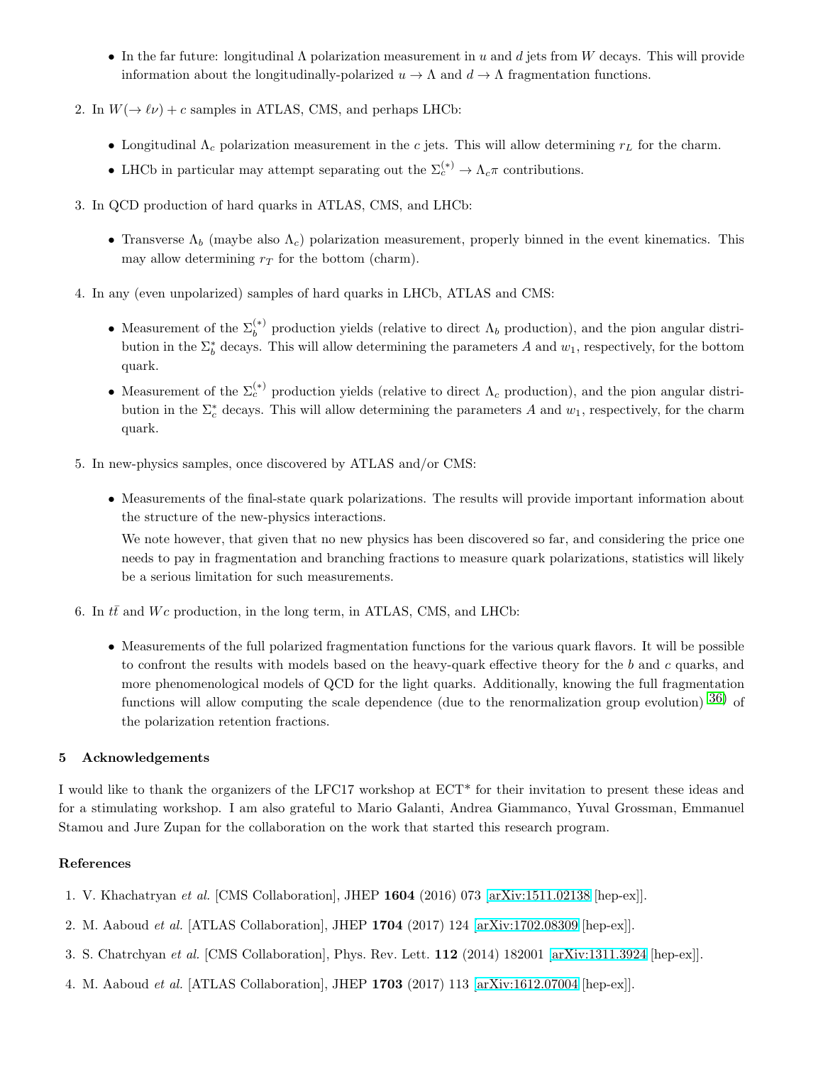- In the far future: longitudinal $\Lambda$ polarization measurement in $u$ and $d$ jets from $W$ decays. This will provide information about the longitudinally-polarized $u \to \Lambda$ and $d \to \Lambda$ fragmentation functions.

2. In $W(\to \ell\nu) + c$ samples in ATLAS, CMS, and perhaps LHCb:

   - Longitudinal $\Lambda_c$ polarization measurement in the $c$ jets. This will allow determining $r_L$ for the charm.
   - LHCb in particular may attempt separating out the $\Sigma_c^{(*)} \to \Lambda_c \pi$ contributions.

3. In QCD production of hard quarks in ATLAS, CMS, and LHCb:

   - Transverse $\Lambda_b$ (maybe also $\Lambda_c$) polarization measurement, properly binned in the event kinematics. This may allow determining $r_T$ for the bottom (charm).

4. In any (even unpolarized) samples of hard quarks in LHCb, ATLAS and CMS:

   - Measurement of the $\Sigma_b^{(*)}$ production yields (relative to direct $\Lambda_b$ production), and the pion angular distribution in the $\Sigma_b^*$ decays. This will allow determining the parameters $A$ and $w_1$, respectively, for the bottom quark.
   - Measurement of the $\Sigma_c^{(*)}$ production yields (relative to direct $\Lambda_c$ production), and the pion angular distribution in the $\Sigma_c^*$ decays. This will allow determining the parameters $A$ and $w_1$, respectively, for the charm quark.

5. In new-physics samples, once discovered by ATLAS and/or CMS:

   - Measurements of the final-state quark polarizations. The results will provide important information about the structure of the new-physics interactions.

     We note however, that given that no new physics has been discovered so far, and considering the price one needs to pay in fragmentation and branching fractions to measure quark polarizations, statistics will likely be a serious limitation for such measurements.

6. In $t\bar{t}$ and $Wc$ production, in the long term, in ATLAS, CMS, and LHCb:

   - Measurements of the full polarized fragmentation functions for the various quark flavors. It will be possible to confront the results with models based on the heavy-quark effective theory for the $b$ and $c$ quarks, and more phenomenological models of QCD for the light quarks. Additionally, knowing the full fragmentation functions will allow computing the scale dependence (due to the renormalization group evolution) [36] of the polarization retention fractions.

## 5 Acknowledgements

I would like to thank the organizers of the LFC17 workshop at ECT* for their invitation to present these ideas and for a stimulating workshop. I am also grateful to Mario Galanti, Andrea Giammanco, Yuval Grossman, Emmanuel Stamou and Jure Zupan for the collaboration on the work that started this research program.

### References

1. V. Khachatryan *et al.* [CMS Collaboration], JHEP **1604** (2016) 073 [arXiv:1511.02138 [hep-ex]].
2. M. Aaboud *et al.* [ATLAS Collaboration], JHEP **1704** (2017) 124 [arXiv:1702.08309 [hep-ex]].
3. S. Chatrchyan *et al.* [CMS Collaboration], Phys. Rev. Lett. **112** (2014) 182001 [arXiv:1311.3924 [hep-ex]].
4. M. Aaboud *et al.* [ATLAS Collaboration], JHEP **1703** (2017) 113 [arXiv:1612.07004 [hep-ex]].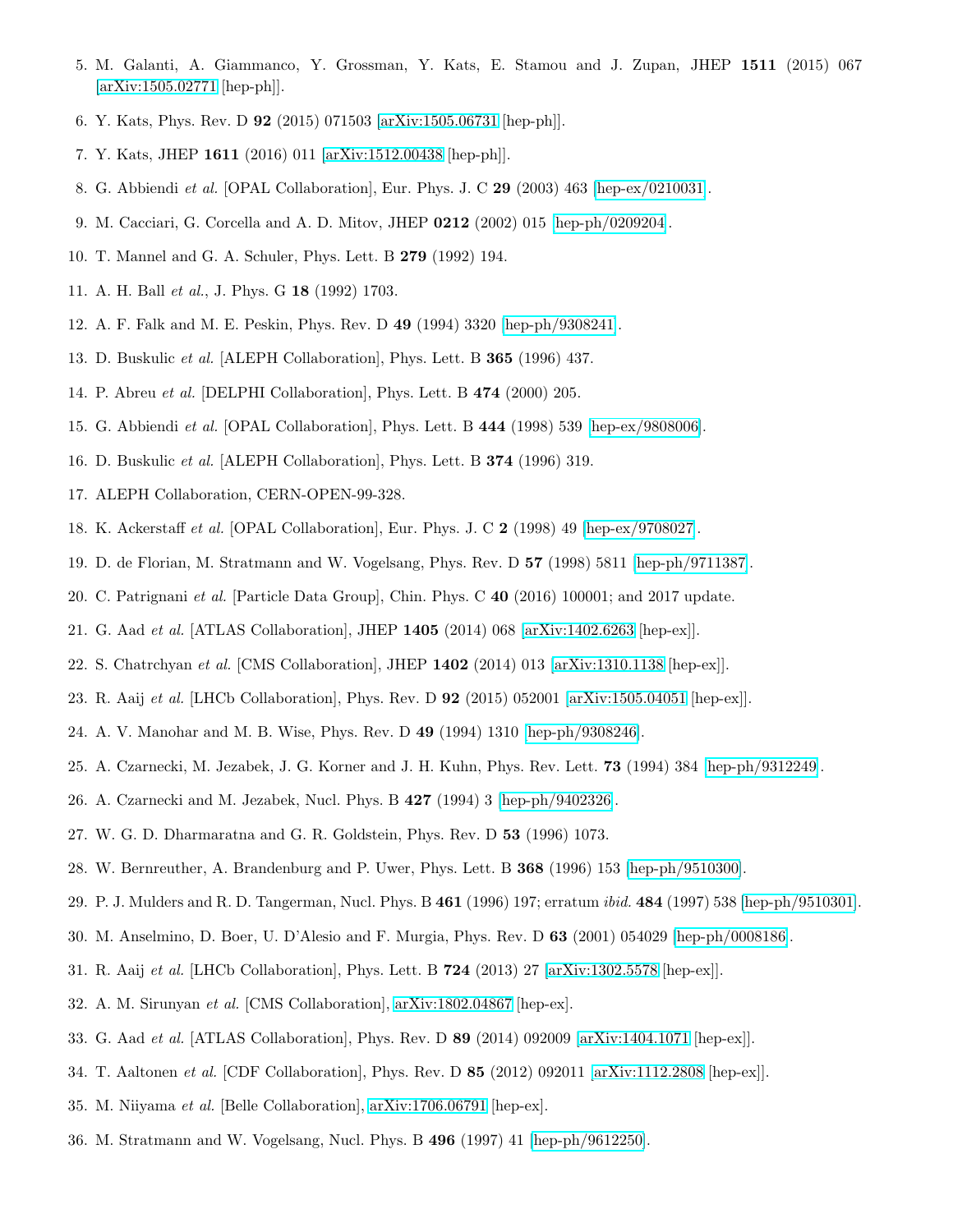5. M. Galanti, A. Giammanco, Y. Grossman, Y. Kats, E. Stamou and J. Zupan, JHEP **1511** (2015) 067 [arXiv:1505.02771 [hep-ph]].

6. Y. Kats, Phys. Rev. D **92** (2015) 071503 [arXiv:1505.06731 [hep-ph]].

7. Y. Kats, JHEP **1611** (2016) 011 [arXiv:1512.00438 [hep-ph]].

8. G. Abbiendi *et al.* [OPAL Collaboration], Eur. Phys. J. C **29** (2003) 463 [hep-ex/0210031].

9. M. Cacciari, G. Corcella and A. D. Mitov, JHEP **0212** (2002) 015 [hep-ph/0209204].

10. T. Mannel and G. A. Schuler, Phys. Lett. B **279** (1992) 194.

11. A. H. Ball *et al.*, J. Phys. G **18** (1992) 1703.

12. A. F. Falk and M. E. Peskin, Phys. Rev. D **49** (1994) 3320 [hep-ph/9308241].

13. D. Buskulic *et al.* [ALEPH Collaboration], Phys. Lett. B **365** (1996) 437.

14. P. Abreu *et al.* [DELPHI Collaboration], Phys. Lett. B **474** (2000) 205.

15. G. Abbiendi *et al.* [OPAL Collaboration], Phys. Lett. B **444** (1998) 539 [hep-ex/9808006].

16. D. Buskulic *et al.* [ALEPH Collaboration], Phys. Lett. B **374** (1996) 319.

17. ALEPH Collaboration, CERN-OPEN-99-328.

18. K. Ackerstaff *et al.* [OPAL Collaboration], Eur. Phys. J. C **2** (1998) 49 [hep-ex/9708027].

19. D. de Florian, M. Stratmann and W. Vogelsang, Phys. Rev. D **57** (1998) 5811 [hep-ph/9711387].

20. C. Patrignani *et al.* [Particle Data Group], Chin. Phys. C **40** (2016) 100001; and 2017 update.

21. G. Aad *et al.* [ATLAS Collaboration], JHEP **1405** (2014) 068 [arXiv:1402.6263 [hep-ex]].

22. S. Chatrchyan *et al.* [CMS Collaboration], JHEP **1402** (2014) 013 [arXiv:1310.1138 [hep-ex]].

23. R. Aaij *et al.* [LHCb Collaboration], Phys. Rev. D **92** (2015) 052001 [arXiv:1505.04051 [hep-ex]].

24. A. V. Manohar and M. B. Wise, Phys. Rev. D **49** (1994) 1310 [hep-ph/9308246].

25. A. Czarnecki, M. Jezabek, J. G. Korner and J. H. Kuhn, Phys. Rev. Lett. **73** (1994) 384 [hep-ph/9312249].

26. A. Czarnecki and M. Jezabek, Nucl. Phys. B **427** (1994) 3 [hep-ph/9402326].

27. W. G. D. Dharmaratna and G. R. Goldstein, Phys. Rev. D **53** (1996) 1073.

28. W. Bernreuther, A. Brandenburg and P. Uwer, Phys. Lett. B **368** (1996) 153 [hep-ph/9510300].

29. P. J. Mulders and R. D. Tangerman, Nucl. Phys. B **461** (1996) 197; erratum *ibid.* **484** (1997) 538 [hep-ph/9510301].

30. M. Anselmino, D. Boer, U. D'Alesio and F. Murgia, Phys. Rev. D **63** (2001) 054029 [hep-ph/0008186].

31. R. Aaij *et al.* [LHCb Collaboration], Phys. Lett. B **724** (2013) 27 [arXiv:1302.5578 [hep-ex]].

32. A. M. Sirunyan *et al.* [CMS Collaboration], arXiv:1802.04867 [hep-ex].

33. G. Aad *et al.* [ATLAS Collaboration], Phys. Rev. D **89** (2014) 092009 [arXiv:1404.1071 [hep-ex]].

34. T. Aaltonen *et al.* [CDF Collaboration], Phys. Rev. D **85** (2012) 092011 [arXiv:1112.2808 [hep-ex]].

35. M. Niiyama *et al.* [Belle Collaboration], arXiv:1706.06791 [hep-ex].

36. M. Stratmann and W. Vogelsang, Nucl. Phys. B **496** (1997) 41 [hep-ph/9612250].